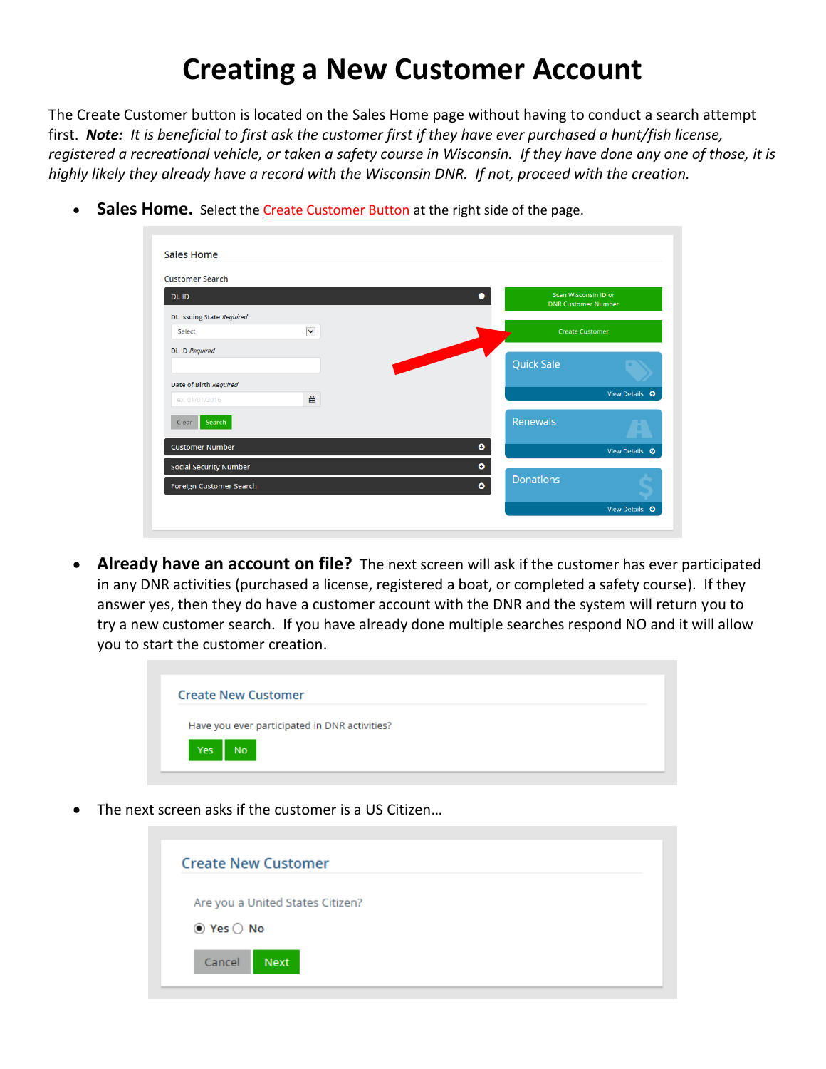# Creating a New Customer Account

The Create Customer button is located on the Sales Home page without having to conduct a search attempt first. ***Note:*** *It is beneficial to first ask the customer first if they have ever purchased a hunt/fish license, registered a recreational vehicle, or taken a safety course in Wisconsin. If they have done any one of those, it is highly likely they already have a record with the Wisconsin DNR. If not, proceed with the creation.*

- **Sales Home.** Select the Create Customer Button at the right side of the page.

- **Already have an account on file?** The next screen will ask if the customer has ever participated in any DNR activities (purchased a license, registered a boat, or completed a safety course). If they answer yes, then they do have a customer account with the DNR and the system will return you to try a new customer search. If you have already done multiple searches respond NO and it will allow you to start the customer creation.

- The next screen asks if the customer is a US Citizen…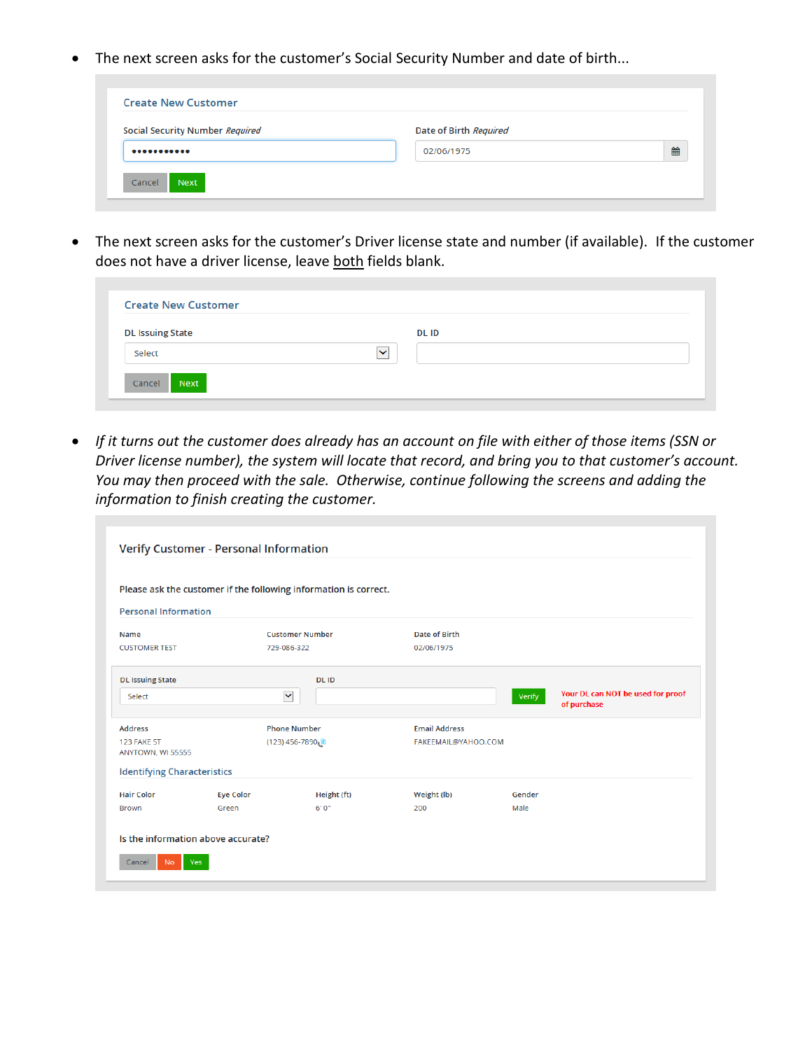- The next screen asks for the customer's Social Security Number and date of birth...

**Create New Customer**

Social Security Number *Required*

●●●●●●●●●●●

Date of Birth *Required*

02/06/1975

Cancel | Next

- The next screen asks for the customer's Driver license state and number (if available). If the customer does not have a driver license, leave both fields blank.

**Create New Customer**

DL Issuing State

Select

DL ID

Cancel | Next

- *If it turns out the customer does already has an account on file with either of those items (SSN or Driver license number), the system will locate that record, and bring you to that customer's account. You may then proceed with the sale. Otherwise, continue following the screens and adding the information to finish creating the customer.*

**Verify Customer - Personal Information**

Please ask the customer if the following information is correct.

**Personal Information**

| Name | Customer Number | Date of Birth |
| --- | --- | --- |
| CUSTOMER TEST | 729-086-322 | 02/06/1975 |

DL Issuing State: Select

DL ID:

Verify

Your DL can NOT be used for proof of purchase

| Address | Phone Number | Email Address |
| --- | --- | --- |
| 123 FAKE ST ANYTOWN, WI 55555 | (123) 456-7890 | FAKEEMAIL@YAHOO.COM |

**Identifying Characteristics**

| Hair Color | Eye Color | Height (ft) | Weight (lb) | Gender |
| --- | --- | --- | --- | --- |
| Brown | Green | 6' 0" | 200 | Male |

Is the information above accurate?

Cancel | No | Yes